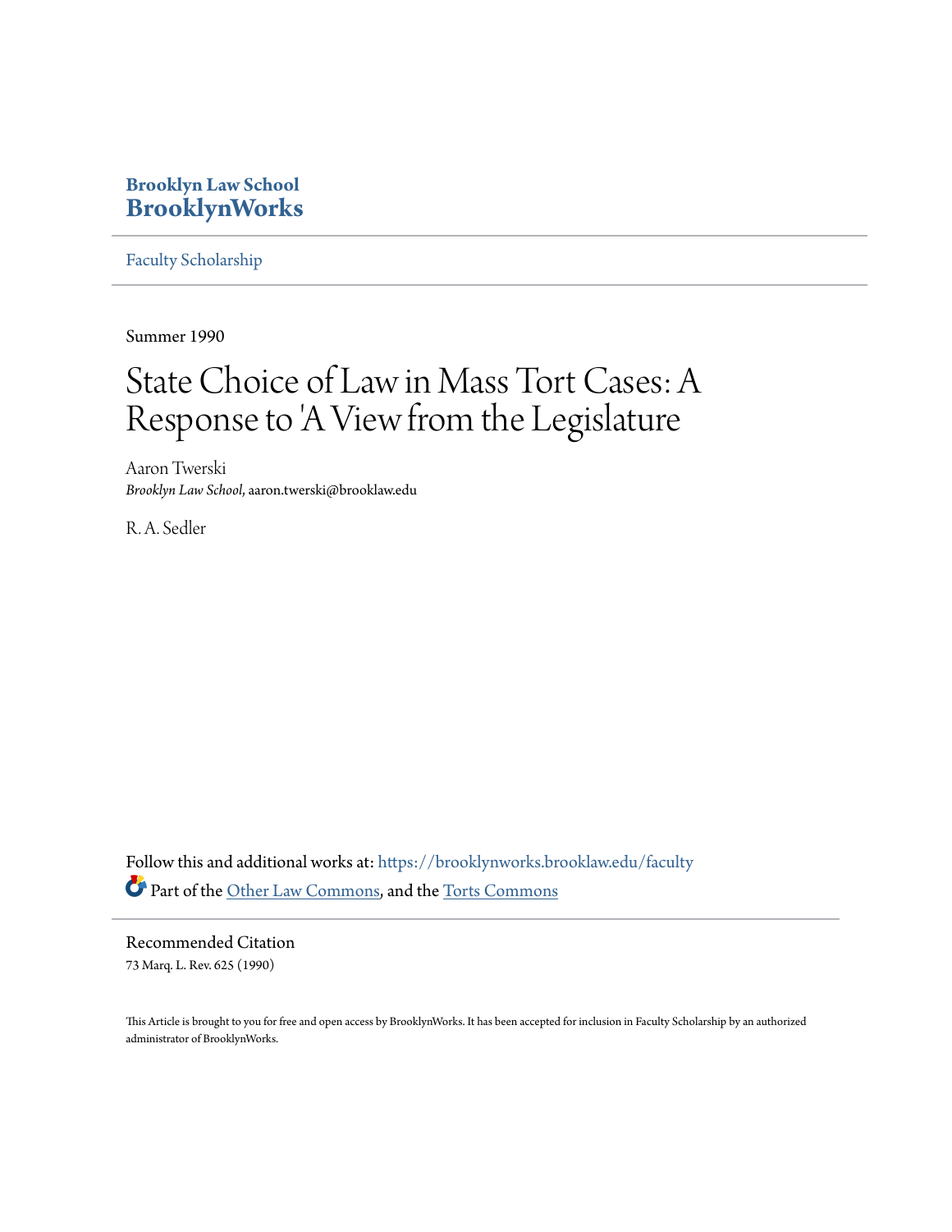Brooklyn Law School
**BrooklynWorks**

Faculty Scholarship

---

Summer 1990

# State Choice of Law in Mass Tort Cases: A Response to 'A View from the Legislature

Aaron Twerski
*Brooklyn Law School*, aaron.twerski@brooklaw.edu

R. A. Sedler

Follow this and additional works at: https://brooklynworks.brooklaw.edu/faculty

Part of the Other Law Commons, and the Torts Commons

---

Recommended Citation
73 Marq. L. Rev. 625 (1990)

This Article is brought to you for free and open access by BrooklynWorks. It has been accepted for inclusion in Faculty Scholarship by an authorized administrator of BrooklynWorks.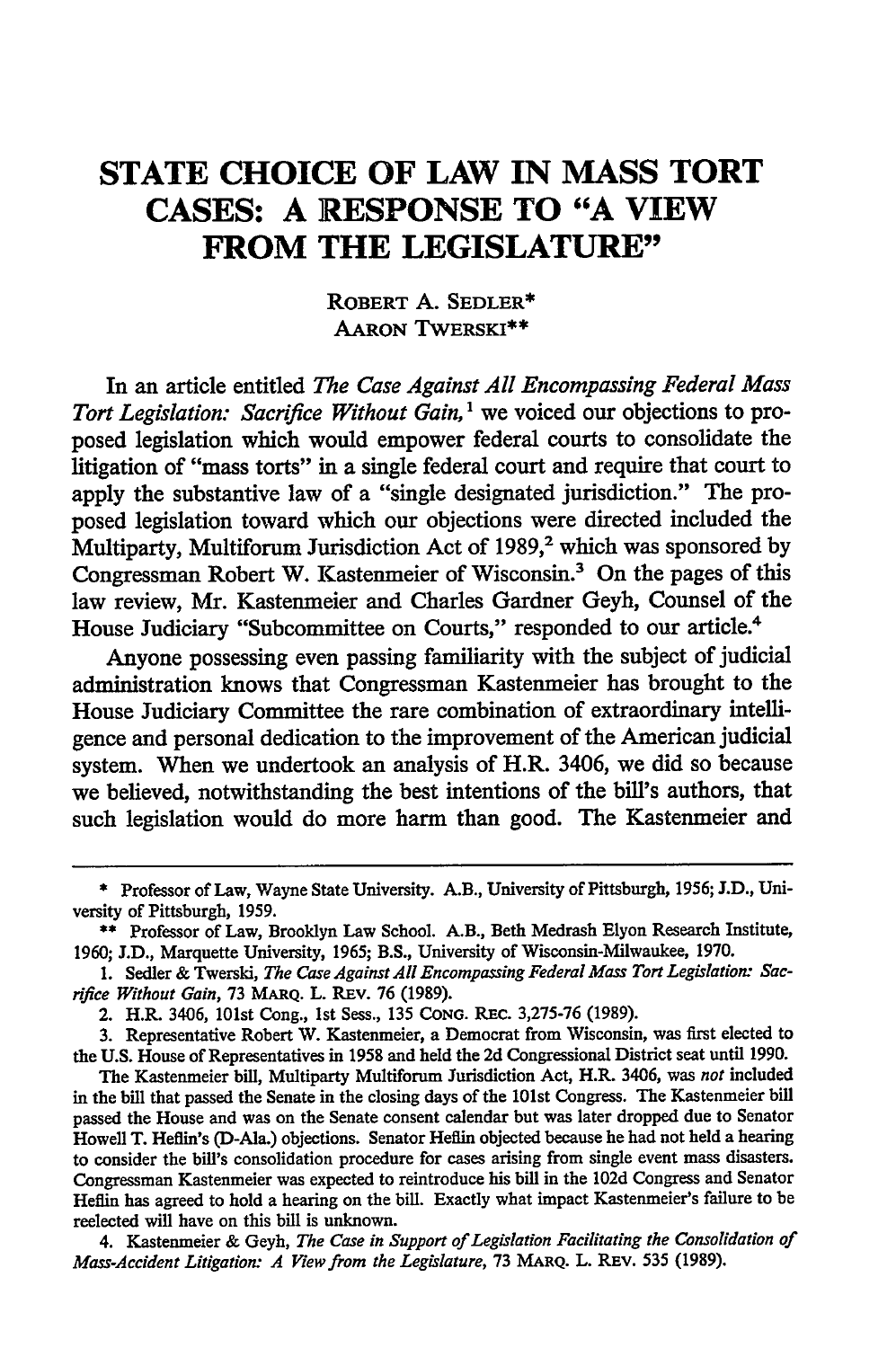# STATE CHOICE OF LAW IN MASS TORT CASES: A RESPONSE TO "A VIEW FROM THE LEGISLATURE"

ROBERT A. SEDLER*
AARON TWERSKI**

In an article entitled *The Case Against All Encompassing Federal Mass Tort Legislation: Sacrifice Without Gain,*[1] we voiced our objections to proposed legislation which would empower federal courts to consolidate the litigation of "mass torts" in a single federal court and require that court to apply the substantive law of a "single designated jurisdiction." The proposed legislation toward which our objections were directed included the Multiparty, Multiforum Jurisdiction Act of 1989,[2] which was sponsored by Congressman Robert W. Kastenmeier of Wisconsin.[3] On the pages of this law review, Mr. Kastenmeier and Charles Gardner Geyh, Counsel of the House Judiciary "Subcommittee on Courts," responded to our article.[4]

Anyone possessing even passing familiarity with the subject of judicial administration knows that Congressman Kastenmeier has brought to the House Judiciary Committee the rare combination of extraordinary intelligence and personal dedication to the improvement of the American judicial system. When we undertook an analysis of H.R. 3406, we did so because we believed, notwithstanding the best intentions of the bill's authors, that such legislation would do more harm than good. The Kastenmeier and

---

\* Professor of Law, Wayne State University. A.B., University of Pittsburgh, 1956; J.D., University of Pittsburgh, 1959.

\*\* Professor of Law, Brooklyn Law School. A.B., Beth Medrash Elyon Research Institute, 1960; J.D., Marquette University, 1965; B.S., University of Wisconsin-Milwaukee, 1970.

1. Sedler & Twerski, *The Case Against All Encompassing Federal Mass Tort Legislation: Sacrifice Without Gain,* 73 MARQ. L. REV. 76 (1989).

2. H.R. 3406, 101st Cong., 1st Sess., 135 CONG. REC. 3,275-76 (1989).

3. Representative Robert W. Kastenmeier, a Democrat from Wisconsin, was first elected to the U.S. House of Representatives in 1958 and held the 2d Congressional District seat until 1990.

The Kastenmeier bill, Multiparty Multiforum Jurisdiction Act, H.R. 3406, was *not* included in the bill that passed the Senate in the closing days of the 101st Congress. The Kastenmeier bill passed the House and was on the Senate consent calendar but was later dropped due to Senator Howell T. Heflin's (D-Ala.) objections. Senator Heflin objected because he had not held a hearing to consider the bill's consolidation procedure for cases arising from single event mass disasters. Congressman Kastenmeier was expected to reintroduce his bill in the 102d Congress and Senator Heflin has agreed to hold a hearing on the bill. Exactly what impact Kastenmeier's failure to be reelected will have on this bill is unknown.

4. Kastenmeier & Geyh, *The Case in Support of Legislation Facilitating the Consolidation of Mass-Accident Litigation: A View from the Legislature,* 73 MARQ. L. REV. 535 (1989).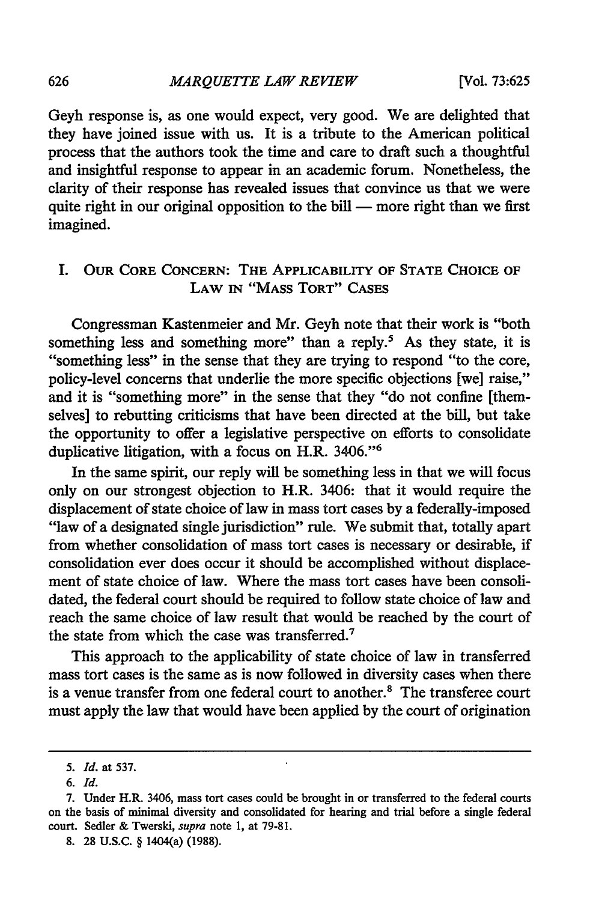Geyh response is, as one would expect, very good. We are delighted that they have joined issue with us. It is a tribute to the American political process that the authors took the time and care to draft such a thoughtful and insightful response to appear in an academic forum. Nonetheless, the clarity of their response has revealed issues that convince us that we were quite right in our original opposition to the bill — more right than we first imagined.

## I. Our Core Concern: The Applicability of State Choice of Law in "Mass Tort" Cases

Congressman Kastenmeier and Mr. Geyh note that their work is "both something less and something more" than a reply.[5] As they state, it is "something less" in the sense that they are trying to respond "to the core, policy-level concerns that underlie the more specific objections [we] raise," and it is "something more" in the sense that they "do not confine [themselves] to rebutting criticisms that have been directed at the bill, but take the opportunity to offer a legislative perspective on efforts to consolidate duplicative litigation, with a focus on H.R. 3406."[6]

In the same spirit, our reply will be something less in that we will focus only on our strongest objection to H.R. 3406: that it would require the displacement of state choice of law in mass tort cases by a federally-imposed "law of a designated single jurisdiction" rule. We submit that, totally apart from whether consolidation of mass tort cases is necessary or desirable, if consolidation ever does occur it should be accomplished without displacement of state choice of law. Where the mass tort cases have been consolidated, the federal court should be required to follow state choice of law and reach the same choice of law result that would be reached by the court of the state from which the case was transferred.[7]

This approach to the applicability of state choice of law in transferred mass tort cases is the same as is now followed in diversity cases when there is a venue transfer from one federal court to another.[8] The transferee court must apply the law that would have been applied by the court of origination

---

5. *Id.* at 537.

6. *Id.*

7. Under H.R. 3406, mass tort cases could be brought in or transferred to the federal courts on the basis of minimal diversity and consolidated for hearing and trial before a single federal court. Sedler & Twerski, *supra* note 1, at 79-81.

8. 28 U.S.C. § 1404(a) (1988).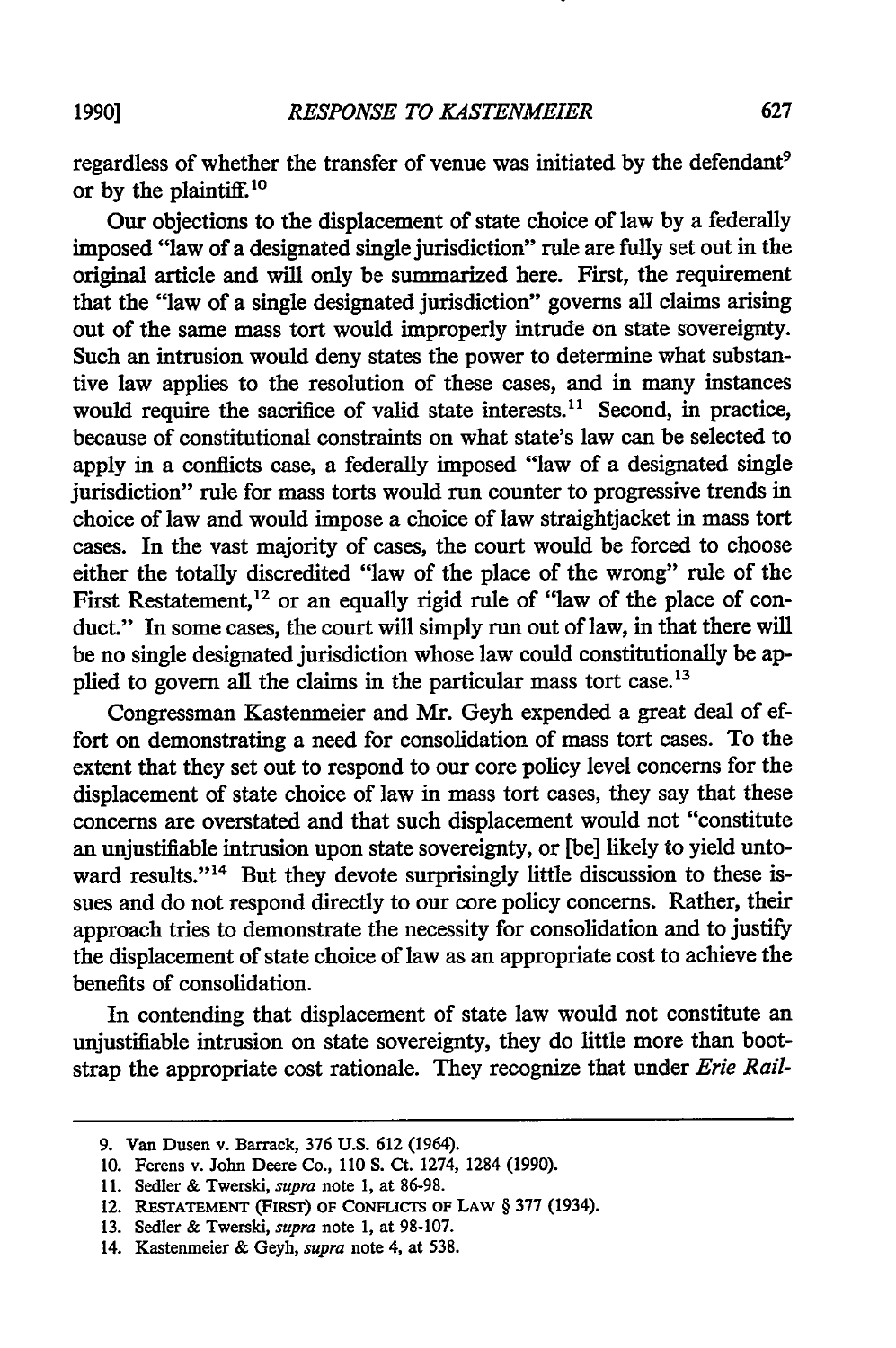regardless of whether the transfer of venue was initiated by the defendant[9] or by the plaintiff.[10]

Our objections to the displacement of state choice of law by a federally imposed "law of a designated single jurisdiction" rule are fully set out in the original article and will only be summarized here. First, the requirement that the "law of a single designated jurisdiction" governs all claims arising out of the same mass tort would improperly intrude on state sovereignty. Such an intrusion would deny states the power to determine what substantive law applies to the resolution of these cases, and in many instances would require the sacrifice of valid state interests.[11] Second, in practice, because of constitutional constraints on what state's law can be selected to apply in a conflicts case, a federally imposed "law of a designated single jurisdiction" rule for mass torts would run counter to progressive trends in choice of law and would impose a choice of law straightjacket in mass tort cases. In the vast majority of cases, the court would be forced to choose either the totally discredited "law of the place of the wrong" rule of the First Restatement,[12] or an equally rigid rule of "law of the place of conduct." In some cases, the court will simply run out of law, in that there will be no single designated jurisdiction whose law could constitutionally be applied to govern all the claims in the particular mass tort case.[13]

Congressman Kastenmeier and Mr. Geyh expended a great deal of effort on demonstrating a need for consolidation of mass tort cases. To the extent that they set out to respond to our core policy level concerns for the displacement of state choice of law in mass tort cases, they say that these concerns are overstated and that such displacement would not "constitute an unjustifiable intrusion upon state sovereignty, or [be] likely to yield untoward results."[14] But they devote surprisingly little discussion to these issues and do not respond directly to our core policy concerns. Rather, their approach tries to demonstrate the necessity for consolidation and to justify the displacement of state choice of law as an appropriate cost to achieve the benefits of consolidation.

In contending that displacement of state law would not constitute an unjustifiable intrusion on state sovereignty, they do little more than bootstrap the appropriate cost rationale. They recognize that under *Erie Rail-*

---

9. Van Dusen v. Barrack, 376 U.S. 612 (1964).

10. Ferens v. John Deere Co., 110 S. Ct. 1274, 1284 (1990).

11. Sedler & Twerski, *supra* note 1, at 86-98.

12. RESTATEMENT (FIRST) OF CONFLICTS OF LAW § 377 (1934).

13. Sedler & Twerski, *supra* note 1, at 98-107.

14. Kastenmeier & Geyh, *supra* note 4, at 538.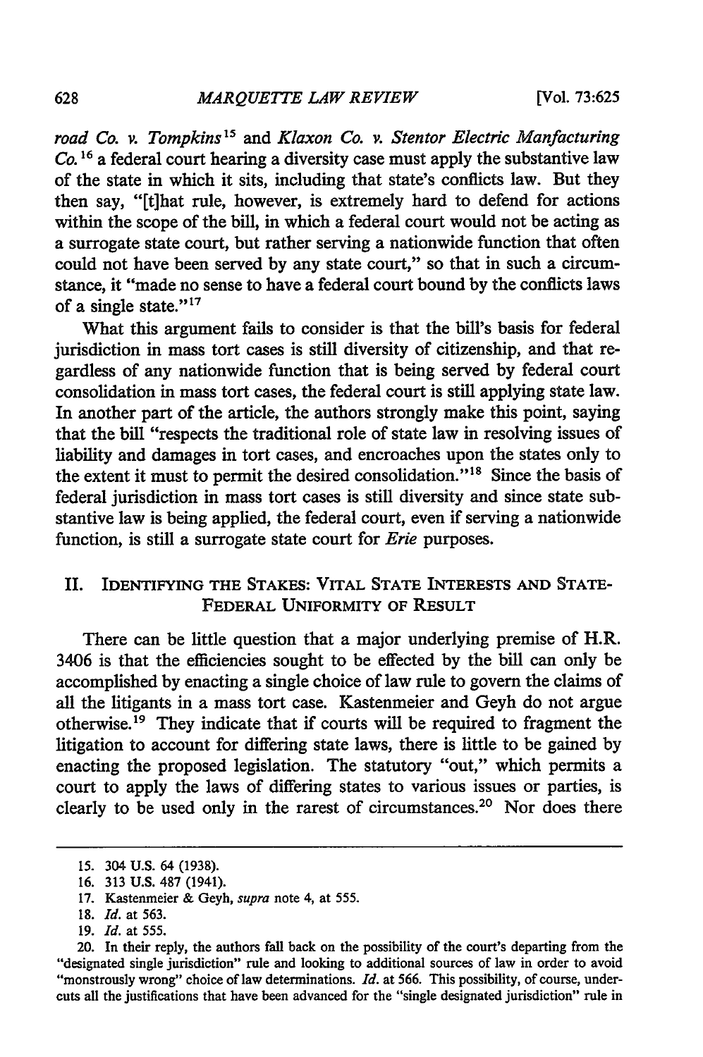*road Co. v. Tompkins*[15] and *Klaxon Co. v. Stentor Electric Manfacturing Co.*[16] a federal court hearing a diversity case must apply the substantive law of the state in which it sits, including that state's conflicts law. But they then say, "[t]hat rule, however, is extremely hard to defend for actions within the scope of the bill, in which a federal court would not be acting as a surrogate state court, but rather serving a nationwide function that often could not have been served by any state court," so that in such a circumstance, it "made no sense to have a federal court bound by the conflicts laws of a single state."[17]

What this argument fails to consider is that the bill's basis for federal jurisdiction in mass tort cases is still diversity of citizenship, and that regardless of any nationwide function that is being served by federal court consolidation in mass tort cases, the federal court is still applying state law. In another part of the article, the authors strongly make this point, saying that the bill "respects the traditional role of state law in resolving issues of liability and damages in tort cases, and encroaches upon the states only to the extent it must to permit the desired consolidation."[18] Since the basis of federal jurisdiction in mass tort cases is still diversity and since state substantive law is being applied, the federal court, even if serving a nationwide function, is still a surrogate state court for *Erie* purposes.

## II. Identifying the Stakes: Vital State Interests and State-Federal Uniformity of Result

There can be little question that a major underlying premise of H.R. 3406 is that the efficiencies sought to be effected by the bill can only be accomplished by enacting a single choice of law rule to govern the claims of all the litigants in a mass tort case. Kastenmeier and Geyh do not argue otherwise.[19] They indicate that if courts will be required to fragment the litigation to account for differing state laws, there is little to be gained by enacting the proposed legislation. The statutory "out," which permits a court to apply the laws of differing states to various issues or parties, is clearly to be used only in the rarest of circumstances.[20] Nor does there

---

15. 304 U.S. 64 (1938).

16. 313 U.S. 487 (1941).

17. Kastenmeier & Geyh, *supra* note 4, at 555.

18. *Id.* at 563.

19. *Id.* at 555.

20. In their reply, the authors fall back on the possibility of the court's departing from the "designated single jurisdiction" rule and looking to additional sources of law in order to avoid "monstrously wrong" choice of law determinations. *Id.* at 566. This possibility, of course, undercuts all the justifications that have been advanced for the "single designated jurisdiction" rule in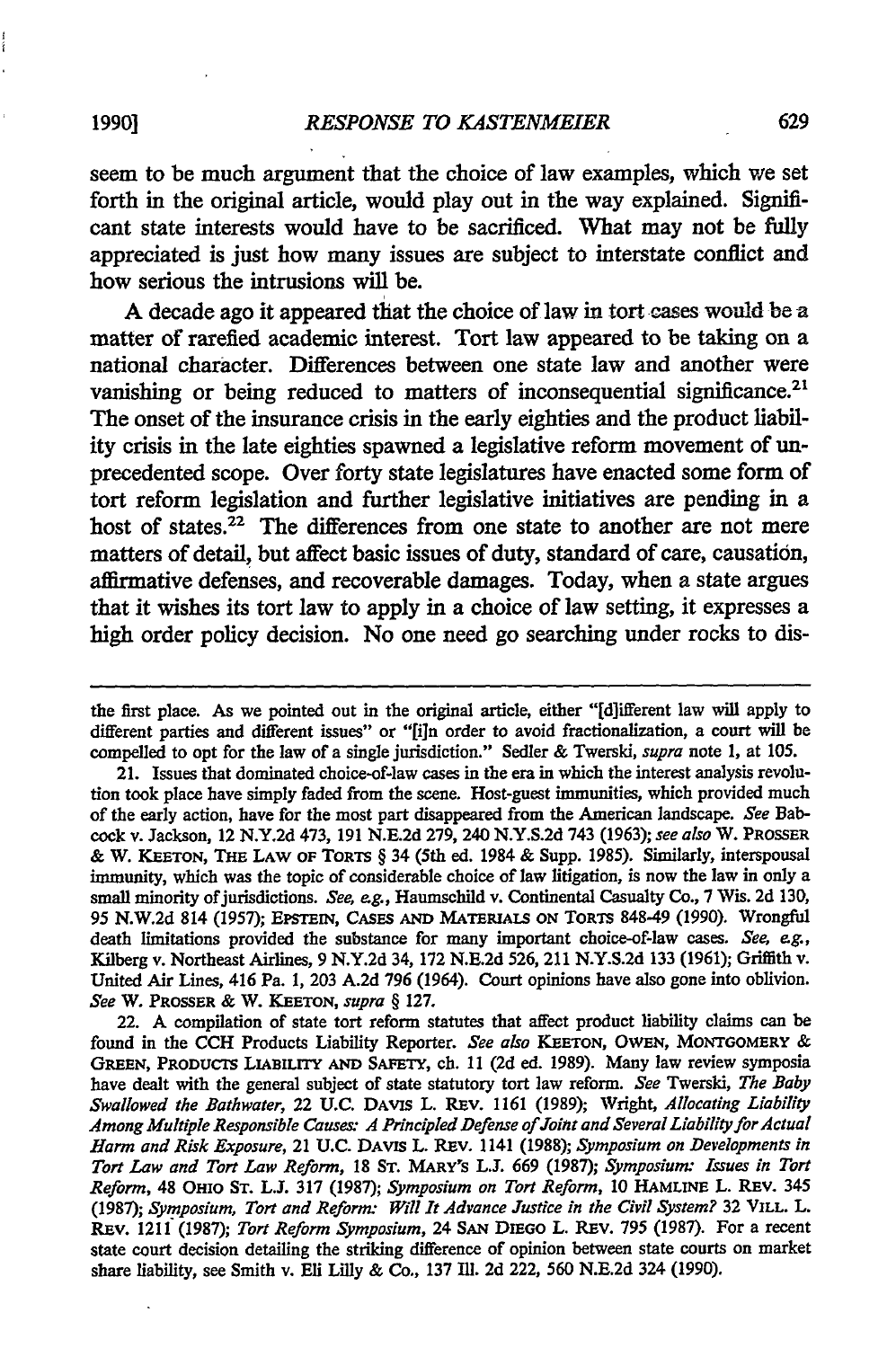seem to be much argument that the choice of law examples, which we set forth in the original article, would play out in the way explained. Significant state interests would have to be sacrificed. What may not be fully appreciated is just how many issues are subject to interstate conflict and how serious the intrusions will be.

A decade ago it appeared that the choice of law in tort cases would be a matter of rarefied academic interest. Tort law appeared to be taking on a national character. Differences between one state law and another were vanishing or being reduced to matters of inconsequential significance.[21] The onset of the insurance crisis in the early eighties and the product liability crisis in the late eighties spawned a legislative reform movement of unprecedented scope. Over forty state legislatures have enacted some form of tort reform legislation and further legislative initiatives are pending in a host of states.[22] The differences from one state to another are not mere matters of detail, but affect basic issues of duty, standard of care, causation, affirmative defenses, and recoverable damages. Today, when a state argues that it wishes its tort law to apply in a choice of law setting, it expresses a high order policy decision. No one need go searching under rocks to dis-

---

the first place. As we pointed out in the original article, either "[d]ifferent law will apply to different parties and different issues" or "[i]n order to avoid fractionalization, a court will be compelled to opt for the law of a single jurisdiction." Sedler & Twerski, *supra* note 1, at 105.

21. Issues that dominated choice-of-law cases in the era in which the interest analysis revolution took place have simply faded from the scene. Host-guest immunities, which provided much of the early action, have for the most part disappeared from the American landscape. *See* Babcock v. Jackson, 12 N.Y.2d 473, 191 N.E.2d 279, 240 N.Y.S.2d 743 (1963); *see also* W. PROSSER & W. KEETON, THE LAW OF TORTS § 34 (5th ed. 1984 & Supp. 1985). Similarly, interspousal immunity, which was the topic of considerable choice of law litigation, is now the law in only a small minority of jurisdictions. *See, e.g.*, Haumschild v. Continental Casualty Co., 7 Wis. 2d 130, 95 N.W.2d 814 (1957); EPSTEIN, CASES AND MATERIALS ON TORTS 848-49 (1990). Wrongful death limitations provided the substance for many important choice-of-law cases. *See, e.g.*, Kilberg v. Northeast Airlines, 9 N.Y.2d 34, 172 N.E.2d 526, 211 N.Y.S.2d 133 (1961); Griffith v. United Air Lines, 416 Pa. 1, 203 A.2d 796 (1964). Court opinions have also gone into oblivion. *See* W. PROSSER & W. KEETON, *supra* § 127.

22. A compilation of state tort reform statutes that affect product liability claims can be found in the CCH Products Liability Reporter. *See also* KEETON, OWEN, MONTGOMERY & GREEN, PRODUCTS LIABILITY AND SAFETY, ch. 11 (2d ed. 1989). Many law review symposia have dealt with the general subject of state statutory tort law reform. *See* Twerski, *The Baby Swallowed the Bathwater*, 22 U.C. DAVIS L. REV. 1161 (1989); Wright, *Allocating Liability Among Multiple Responsible Causes: A Principled Defense of Joint and Several Liability for Actual Harm and Risk Exposure*, 21 U.C. DAVIS L. REV. 1141 (1988); *Symposium on Developments in Tort Law and Tort Law Reform*, 18 ST. MARY'S L.J. 669 (1987); *Symposium: Issues in Tort Reform*, 48 OHIO ST. L.J. 317 (1987); *Symposium on Tort Reform*, 10 HAMLINE L. REV. 345 (1987); *Symposium, Tort and Reform: Will It Advance Justice in the Civil System?* 32 VILL. L. REV. 1211 (1987); *Tort Reform Symposium*, 24 SAN DIEGO L. REV. 795 (1987). For a recent state court decision detailing the striking difference of opinion between state courts on market share liability, see Smith v. Eli Lilly & Co., 137 Ill. 2d 222, 560 N.E.2d 324 (1990).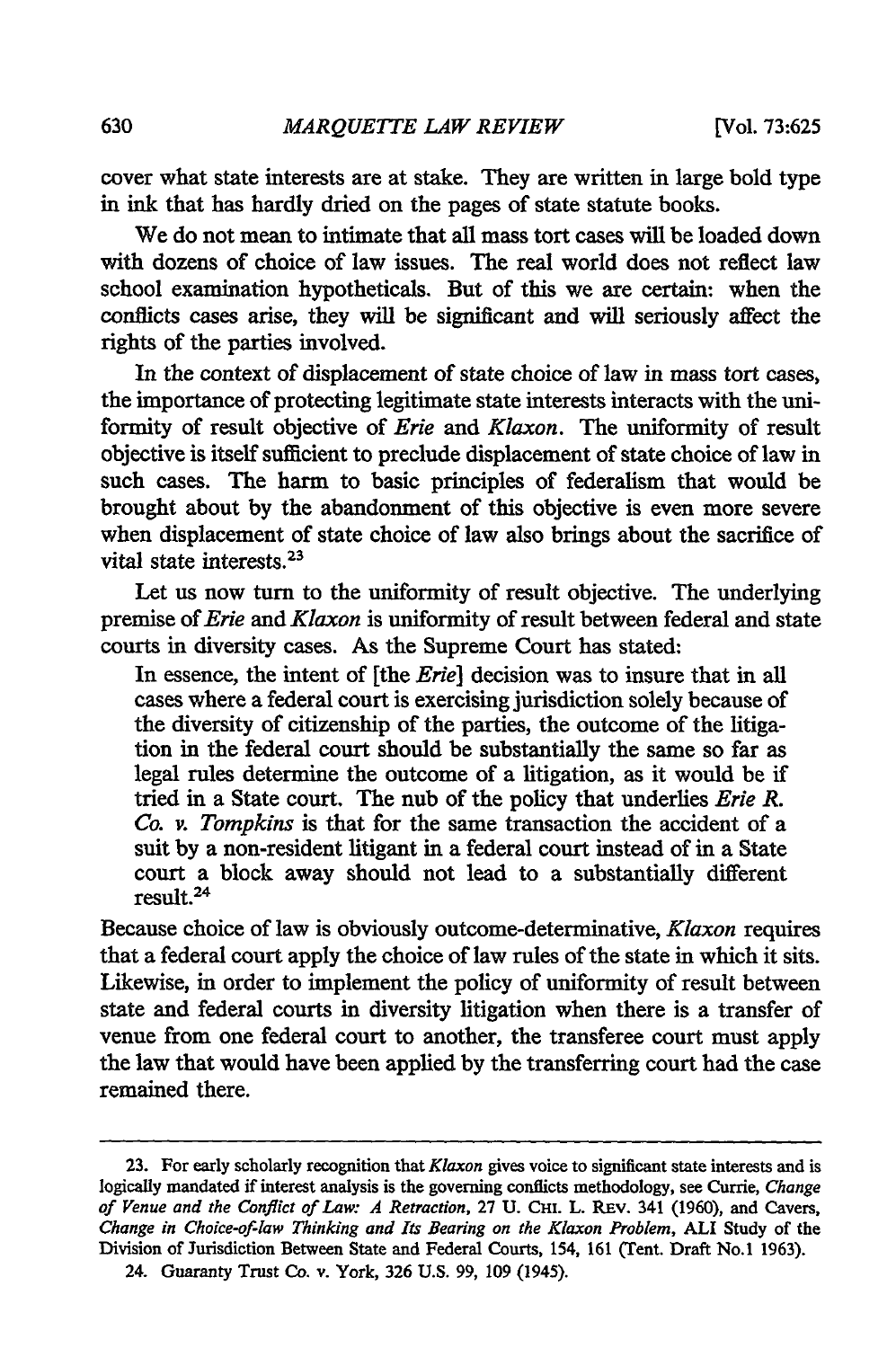cover what state interests are at stake. They are written in large bold type in ink that has hardly dried on the pages of state statute books.

We do not mean to intimate that all mass tort cases will be loaded down with dozens of choice of law issues. The real world does not reflect law school examination hypotheticals. But of this we are certain: when the conflicts cases arise, they will be significant and will seriously affect the rights of the parties involved.

In the context of displacement of state choice of law in mass tort cases, the importance of protecting legitimate state interests interacts with the uniformity of result objective of *Erie* and *Klaxon*. The uniformity of result objective is itself sufficient to preclude displacement of state choice of law in such cases. The harm to basic principles of federalism that would be brought about by the abandonment of this objective is even more severe when displacement of state choice of law also brings about the sacrifice of vital state interests.[23]

Let us now turn to the uniformity of result objective. The underlying premise of *Erie* and *Klaxon* is uniformity of result between federal and state courts in diversity cases. As the Supreme Court has stated:

> In essence, the intent of [the *Erie*] decision was to insure that in all cases where a federal court is exercising jurisdiction solely because of the diversity of citizenship of the parties, the outcome of the litigation in the federal court should be substantially the same so far as legal rules determine the outcome of a litigation, as it would be if tried in a State court. The nub of the policy that underlies *Erie R. Co. v. Tompkins* is that for the same transaction the accident of a suit by a non-resident litigant in a federal court instead of in a State court a block away should not lead to a substantially different result.[24]

Because choice of law is obviously outcome-determinative, *Klaxon* requires that a federal court apply the choice of law rules of the state in which it sits. Likewise, in order to implement the policy of uniformity of result between state and federal courts in diversity litigation when there is a transfer of venue from one federal court to another, the transferee court must apply the law that would have been applied by the transferring court had the case remained there.

---

23. For early scholarly recognition that *Klaxon* gives voice to significant state interests and is logically mandated if interest analysis is the governing conflicts methodology, see Currie, *Change of Venue and the Conflict of Law: A Retraction*, 27 U. CHI. L. REV. 341 (1960), and Cavers, *Change in Choice-of-law Thinking and Its Bearing on the Klaxon Problem*, ALI Study of the Division of Jurisdiction Between State and Federal Courts, 154, 161 (Tent. Draft No.1 1963).

24. Guaranty Trust Co. v. York, 326 U.S. 99, 109 (1945).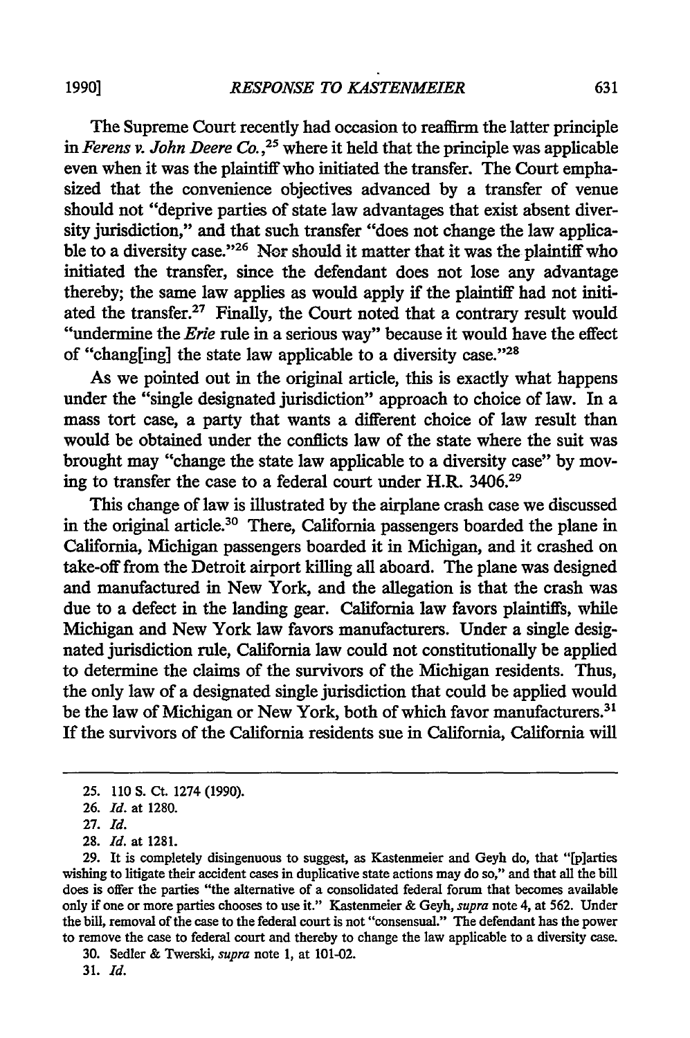The Supreme Court recently had occasion to reaffirm the latter principle in *Ferens v. John Deere Co.*,[25] where it held that the principle was applicable even when it was the plaintiff who initiated the transfer. The Court emphasized that the convenience objectives advanced by a transfer of venue should not "deprive parties of state law advantages that exist absent diversity jurisdiction," and that such transfer "does not change the law applicable to a diversity case."[26] Nor should it matter that it was the plaintiff who initiated the transfer, since the defendant does not lose any advantage thereby; the same law applies as would apply if the plaintiff had not initiated the transfer.[27] Finally, the Court noted that a contrary result would "undermine the *Erie* rule in a serious way" because it would have the effect of "chang[ing] the state law applicable to a diversity case."[28]

As we pointed out in the original article, this is exactly what happens under the "single designated jurisdiction" approach to choice of law. In a mass tort case, a party that wants a different choice of law result than would be obtained under the conflicts law of the state where the suit was brought may "change the state law applicable to a diversity case" by moving to transfer the case to a federal court under H.R. 3406.[29]

This change of law is illustrated by the airplane crash case we discussed in the original article.[30] There, California passengers boarded the plane in California, Michigan passengers boarded it in Michigan, and it crashed on take-off from the Detroit airport killing all aboard. The plane was designed and manufactured in New York, and the allegation is that the crash was due to a defect in the landing gear. California law favors plaintiffs, while Michigan and New York law favors manufacturers. Under a single designated jurisdiction rule, California law could not constitutionally be applied to determine the claims of the survivors of the Michigan residents. Thus, the only law of a designated single jurisdiction that could be applied would be the law of Michigan or New York, both of which favor manufacturers.[31] If the survivors of the California residents sue in California, California will

---

25. 110 S. Ct. 1274 (1990).

26. *Id.* at 1280.

27. *Id.*

28. *Id.* at 1281.

29. It is completely disingenuous to suggest, as Kastenmeier and Geyh do, that "[p]arties wishing to litigate their accident cases in duplicative state actions may do so," and that all the bill does is offer the parties "the alternative of a consolidated federal forum that becomes available only if one or more parties chooses to use it." Kastenmeier & Geyh, *supra* note 4, at 562. Under the bill, removal of the case to the federal court is not "consensual." The defendant has the power to remove the case to federal court and thereby to change the law applicable to a diversity case.

30. Sedler & Twerski, *supra* note 1, at 101-02.

31. *Id.*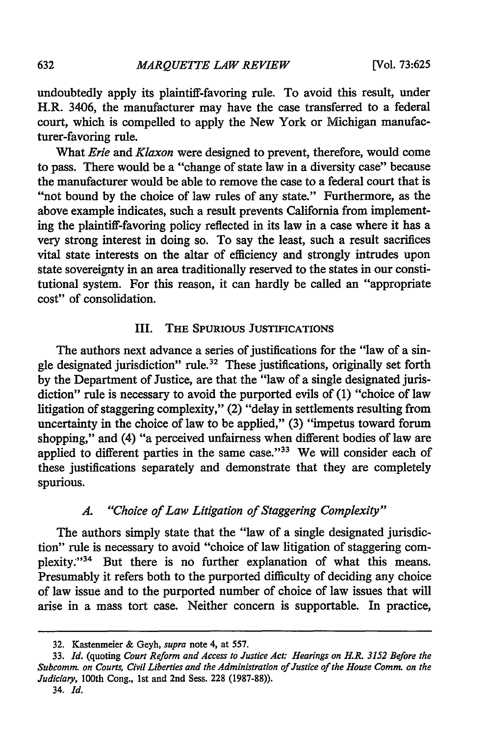undoubtedly apply its plaintiff-favoring rule. To avoid this result, under H.R. 3406, the manufacturer may have the case transferred to a federal court, which is compelled to apply the New York or Michigan manufacturer-favoring rule.

What *Erie* and *Klaxon* were designed to prevent, therefore, would come to pass. There would be a "change of state law in a diversity case" because the manufacturer would be able to remove the case to a federal court that is "not bound by the choice of law rules of any state." Furthermore, as the above example indicates, such a result prevents California from implementing the plaintiff-favoring policy reflected in its law in a case where it has a very strong interest in doing so. To say the least, such a result sacrifices vital state interests on the altar of efficiency and strongly intrudes upon state sovereignty in an area traditionally reserved to the states in our constitutional system. For this reason, it can hardly be called an "appropriate cost" of consolidation.

## III. The Spurious Justifications

The authors next advance a series of justifications for the "law of a single designated jurisdiction" rule.[32] These justifications, originally set forth by the Department of Justice, are that the "law of a single designated jurisdiction" rule is necessary to avoid the purported evils of (1) "choice of law litigation of staggering complexity," (2) "delay in settlements resulting from uncertainty in the choice of law to be applied," (3) "impetus toward forum shopping," and (4) "a perceived unfairness when different bodies of law are applied to different parties in the same case."[33] We will consider each of these justifications separately and demonstrate that they are completely spurious.

### A. *"Choice of Law Litigation of Staggering Complexity"*

The authors simply state that the "law of a single designated jurisdiction" rule is necessary to avoid "choice of law litigation of staggering complexity."[34] But there is no further explanation of what this means. Presumably it refers both to the purported difficulty of deciding any choice of law issue and to the purported number of choice of law issues that will arise in a mass tort case. Neither concern is supportable. In practice,

---

32. Kastenmeier & Geyh, *supra* note 4, at 557.

33. *Id.* (quoting *Court Reform and Access to Justice Act: Hearings on H.R. 3152 Before the Subcomm. on Courts, Civil Liberties and the Administration of Justice of the House Comm. on the Judiciary*, 100th Cong., 1st and 2nd Sess. 228 (1987-88)).

34. *Id.*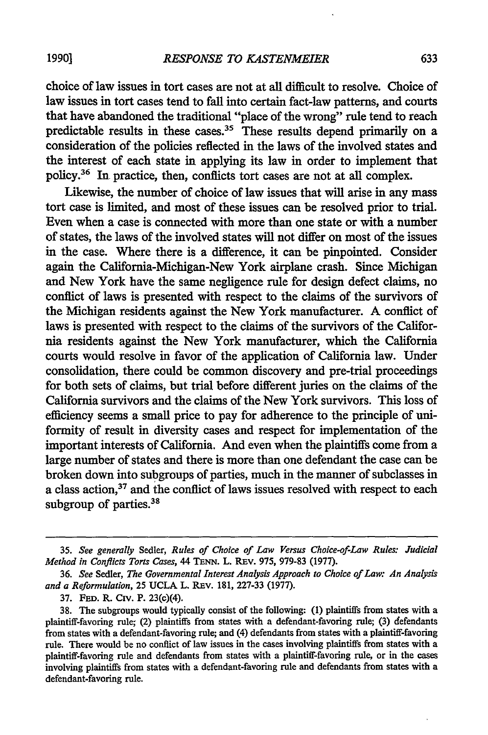choice of law issues in tort cases are not at all difficult to resolve. Choice of law issues in tort cases tend to fall into certain fact-law patterns, and courts that have abandoned the traditional "place of the wrong" rule tend to reach predictable results in these cases.[35] These results depend primarily on a consideration of the policies reflected in the laws of the involved states and the interest of each state in applying its law in order to implement that policy.[36] In practice, then, conflicts tort cases are not at all complex.

Likewise, the number of choice of law issues that will arise in any mass tort case is limited, and most of these issues can be resolved prior to trial. Even when a case is connected with more than one state or with a number of states, the laws of the involved states will not differ on most of the issues in the case. Where there is a difference, it can be pinpointed. Consider again the California-Michigan-New York airplane crash. Since Michigan and New York have the same negligence rule for design defect claims, no conflict of laws is presented with respect to the claims of the survivors of the Michigan residents against the New York manufacturer. A conflict of laws is presented with respect to the claims of the survivors of the California residents against the New York manufacturer, which the California courts would resolve in favor of the application of California law. Under consolidation, there could be common discovery and pre-trial proceedings for both sets of claims, but trial before different juries on the claims of the California survivors and the claims of the New York survivors. This loss of efficiency seems a small price to pay for adherence to the principle of uniformity of result in diversity cases and respect for implementation of the important interests of California. And even when the plaintiffs come from a large number of states and there is more than one defendant the case can be broken down into subgroups of parties, much in the manner of subclasses in a class action,[37] and the conflict of laws issues resolved with respect to each subgroup of parties.[38]

---

35. *See generally* Sedler, *Rules of Choice of Law Versus Choice-of-Law Rules: Judicial Method in Conflicts Torts Cases*, 44 TENN. L. REV. 975, 979-83 (1977).

36. *See* Sedler, *The Governmental Interest Analysis Approach to Choice of Law: An Analysis and a Reformulation*, 25 UCLA L. REV. 181, 227-33 (1977).

37. FED. R. CIV. P. 23(c)(4).

38. The subgroups would typically consist of the following: (1) plaintiffs from states with a plaintiff-favoring rule; (2) plaintiffs from states with a defendant-favoring rule; (3) defendants from states with a defendant-favoring rule; and (4) defendants from states with a plaintiff-favoring rule. There would be no conflict of law issues in the cases involving plaintiffs from states with a plaintiff-favoring rule and defendants from states with a plaintiff-favoring rule, or in the cases involving plaintiffs from states with a defendant-favoring rule and defendants from states with a defendant-favoring rule.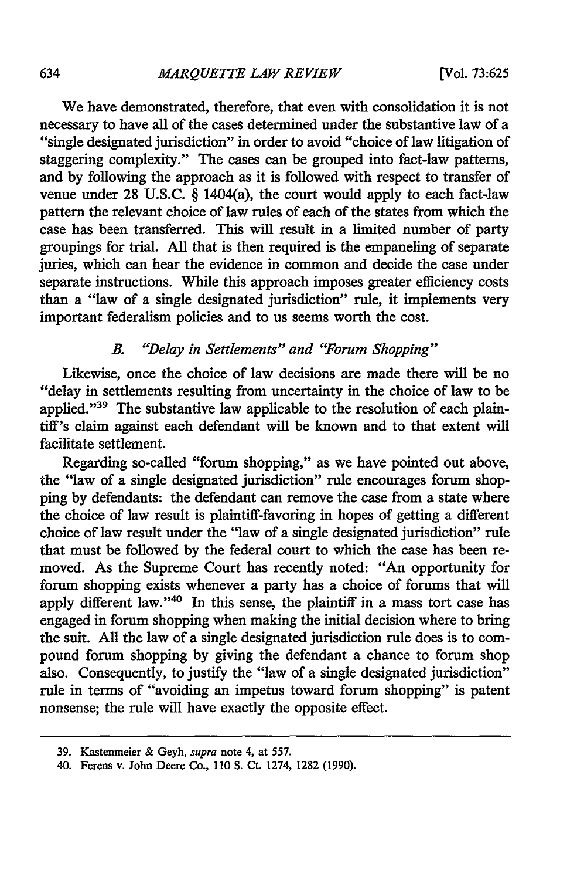We have demonstrated, therefore, that even with consolidation it is not necessary to have all of the cases determined under the substantive law of a "single designated jurisdiction" in order to avoid "choice of law litigation of staggering complexity." The cases can be grouped into fact-law patterns, and by following the approach as it is followed with respect to transfer of venue under 28 U.S.C. § 1404(a), the court would apply to each fact-law pattern the relevant choice of law rules of each of the states from which the case has been transferred. This will result in a limited number of party groupings for trial. All that is then required is the empaneling of separate juries, which can hear the evidence in common and decide the case under separate instructions. While this approach imposes greater efficiency costs than a "law of a single designated jurisdiction" rule, it implements very important federalism policies and to us seems worth the cost.

### *B. "Delay in Settlements" and "Forum Shopping"*

Likewise, once the choice of law decisions are made there will be no "delay in settlements resulting from uncertainty in the choice of law to be applied."[39] The substantive law applicable to the resolution of each plaintiff's claim against each defendant will be known and to that extent will facilitate settlement.

Regarding so-called "forum shopping," as we have pointed out above, the "law of a single designated jurisdiction" rule encourages forum shopping by defendants: the defendant can remove the case from a state where the choice of law result is plaintiff-favoring in hopes of getting a different choice of law result under the "law of a single designated jurisdiction" rule that must be followed by the federal court to which the case has been removed. As the Supreme Court has recently noted: "An opportunity for forum shopping exists whenever a party has a choice of forums that will apply different law."[40] In this sense, the plaintiff in a mass tort case has engaged in forum shopping when making the initial decision where to bring the suit. All the law of a single designated jurisdiction rule does is to compound forum shopping by giving the defendant a chance to forum shop also. Consequently, to justify the "law of a single designated jurisdiction" rule in terms of "avoiding an impetus toward forum shopping" is patent nonsense; the rule will have exactly the opposite effect.

---

39. Kastenmeier & Geyh, *supra* note 4, at 557.

40. Ferens v. John Deere Co., 110 S. Ct. 1274, 1282 (1990).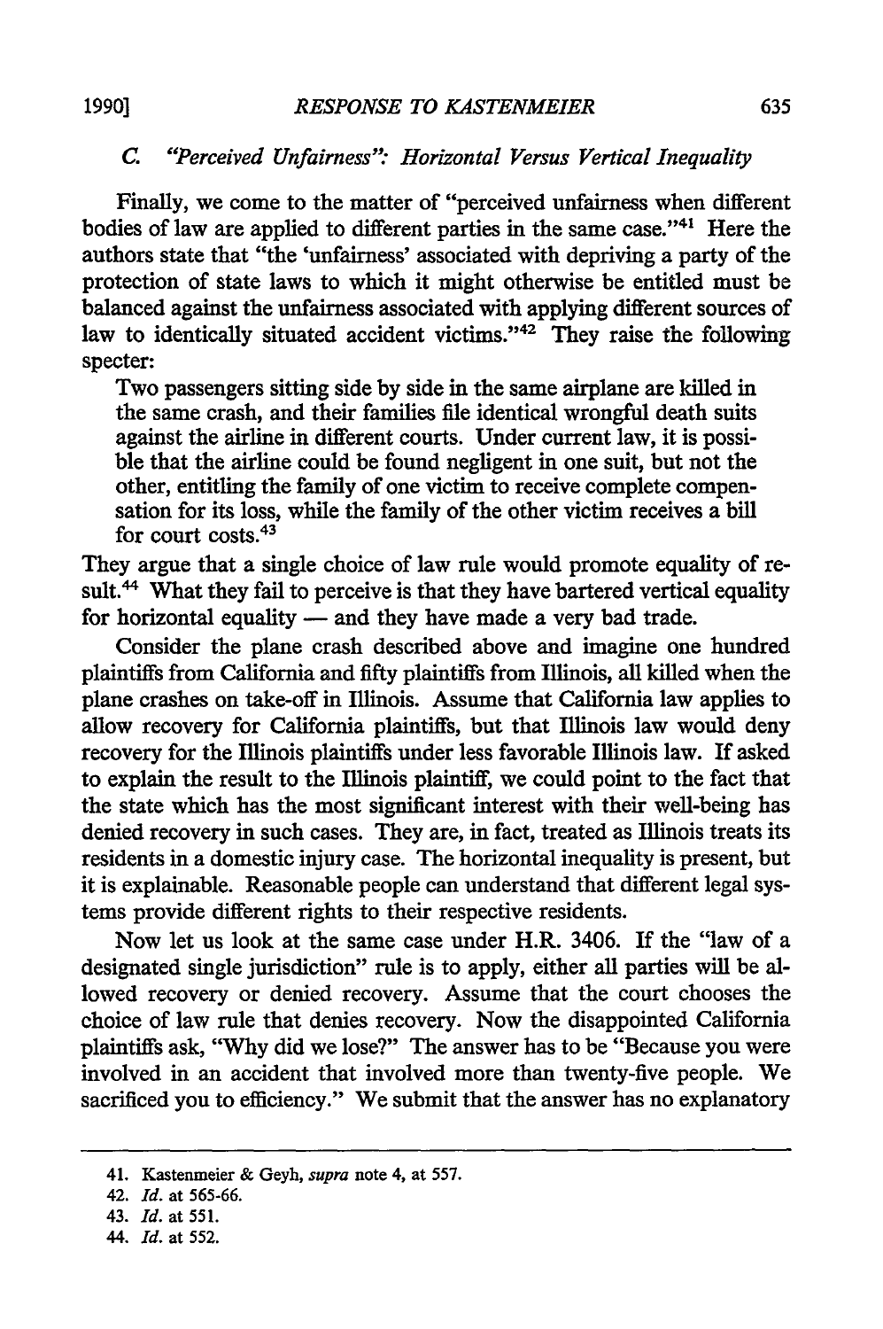### C. *"Perceived Unfairness": Horizontal Versus Vertical Inequality*

Finally, we come to the matter of "perceived unfairness when different bodies of law are applied to different parties in the same case."[41] Here the authors state that "the 'unfairness' associated with depriving a party of the protection of state laws to which it might otherwise be entitled must be balanced against the unfairness associated with applying different sources of law to identically situated accident victims."[42] They raise the following specter:

> Two passengers sitting side by side in the same airplane are killed in the same crash, and their families file identical wrongful death suits against the airline in different courts. Under current law, it is possible that the airline could be found negligent in one suit, but not the other, entitling the family of one victim to receive complete compensation for its loss, while the family of the other victim receives a bill for court costs.[43]

They argue that a single choice of law rule would promote equality of result.[44] What they fail to perceive is that they have bartered vertical equality for horizontal equality — and they have made a very bad trade.

Consider the plane crash described above and imagine one hundred plaintiffs from California and fifty plaintiffs from Illinois, all killed when the plane crashes on take-off in Illinois. Assume that California law applies to allow recovery for California plaintiffs, but that Illinois law would deny recovery for the Illinois plaintiffs under less favorable Illinois law. If asked to explain the result to the Illinois plaintiff, we could point to the fact that the state which has the most significant interest with their well-being has denied recovery in such cases. They are, in fact, treated as Illinois treats its residents in a domestic injury case. The horizontal inequality is present, but it is explainable. Reasonable people can understand that different legal systems provide different rights to their respective residents.

Now let us look at the same case under H.R. 3406. If the "law of a designated single jurisdiction" rule is to apply, either all parties will be allowed recovery or denied recovery. Assume that the court chooses the choice of law rule that denies recovery. Now the disappointed California plaintiffs ask, "Why did we lose?" The answer has to be "Because you were involved in an accident that involved more than twenty-five people. We sacrificed you to efficiency." We submit that the answer has no explanatory

---

41. Kastenmeier & Geyh, *supra* note 4, at 557.

42. *Id.* at 565-66.

43. *Id.* at 551.

44. *Id.* at 552.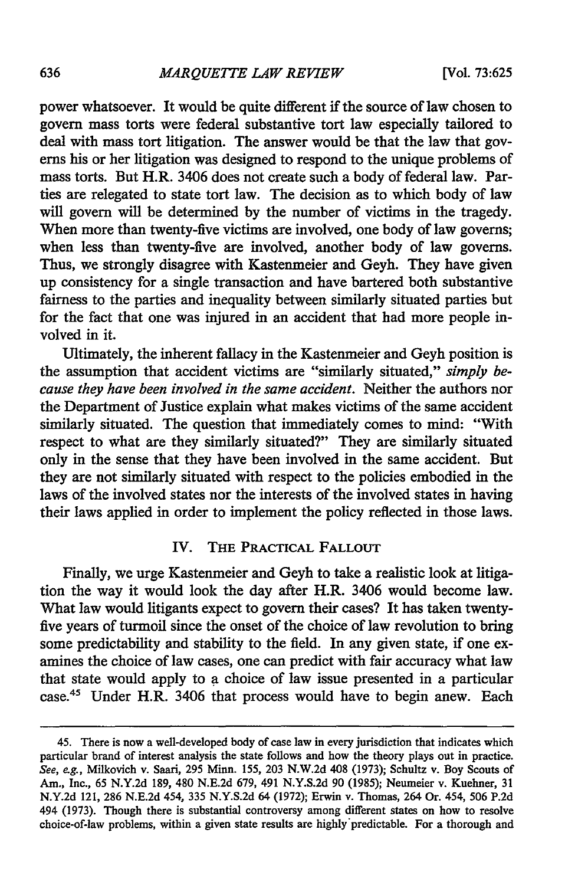power whatsoever. It would be quite different if the source of law chosen to govern mass torts were federal substantive tort law especially tailored to deal with mass tort litigation. The answer would be that the law that governs his or her litigation was designed to respond to the unique problems of mass torts. But H.R. 3406 does not create such a body of federal law. Parties are relegated to state tort law. The decision as to which body of law will govern will be determined by the number of victims in the tragedy. When more than twenty-five victims are involved, one body of law governs; when less than twenty-five are involved, another body of law governs. Thus, we strongly disagree with Kastenmeier and Geyh. They have given up consistency for a single transaction and have bartered both substantive fairness to the parties and inequality between similarly situated parties but for the fact that one was injured in an accident that had more people involved in it.

Ultimately, the inherent fallacy in the Kastenmeier and Geyh position is the assumption that accident victims are "similarly situated," *simply because they have been involved in the same accident*. Neither the authors nor the Department of Justice explain what makes victims of the same accident similarly situated. The question that immediately comes to mind: "With respect to what are they similarly situated?" They are similarly situated only in the sense that they have been involved in the same accident. But they are not similarly situated with respect to the policies embodied in the laws of the involved states nor the interests of the involved states in having their laws applied in order to implement the policy reflected in those laws.

## IV. THE PRACTICAL FALLOUT

Finally, we urge Kastenmeier and Geyh to take a realistic look at litigation the way it would look the day after H.R. 3406 would become law. What law would litigants expect to govern their cases? It has taken twenty-five years of turmoil since the onset of the choice of law revolution to bring some predictability and stability to the field. In any given state, if one examines the choice of law cases, one can predict with fair accuracy what law that state would apply to a choice of law issue presented in a particular case.[45] Under H.R. 3406 that process would have to begin anew. Each

---

45. There is now a well-developed body of case law in every jurisdiction that indicates which particular brand of interest analysis the state follows and how the theory plays out in practice. *See, e.g.*, Milkovich v. Saari, 295 Minn. 155, 203 N.W.2d 408 (1973); Schultz v. Boy Scouts of Am., Inc., 65 N.Y.2d 189, 480 N.E.2d 679, 491 N.Y.S.2d 90 (1985); Neumeier v. Kuehner, 31 N.Y.2d 121, 286 N.E.2d 454, 335 N.Y.S.2d 64 (1972); Erwin v. Thomas, 264 Or. 454, 506 P.2d 494 (1973). Though there is substantial controversy among different states on how to resolve choice-of-law problems, within a given state results are highly predictable. For a thorough and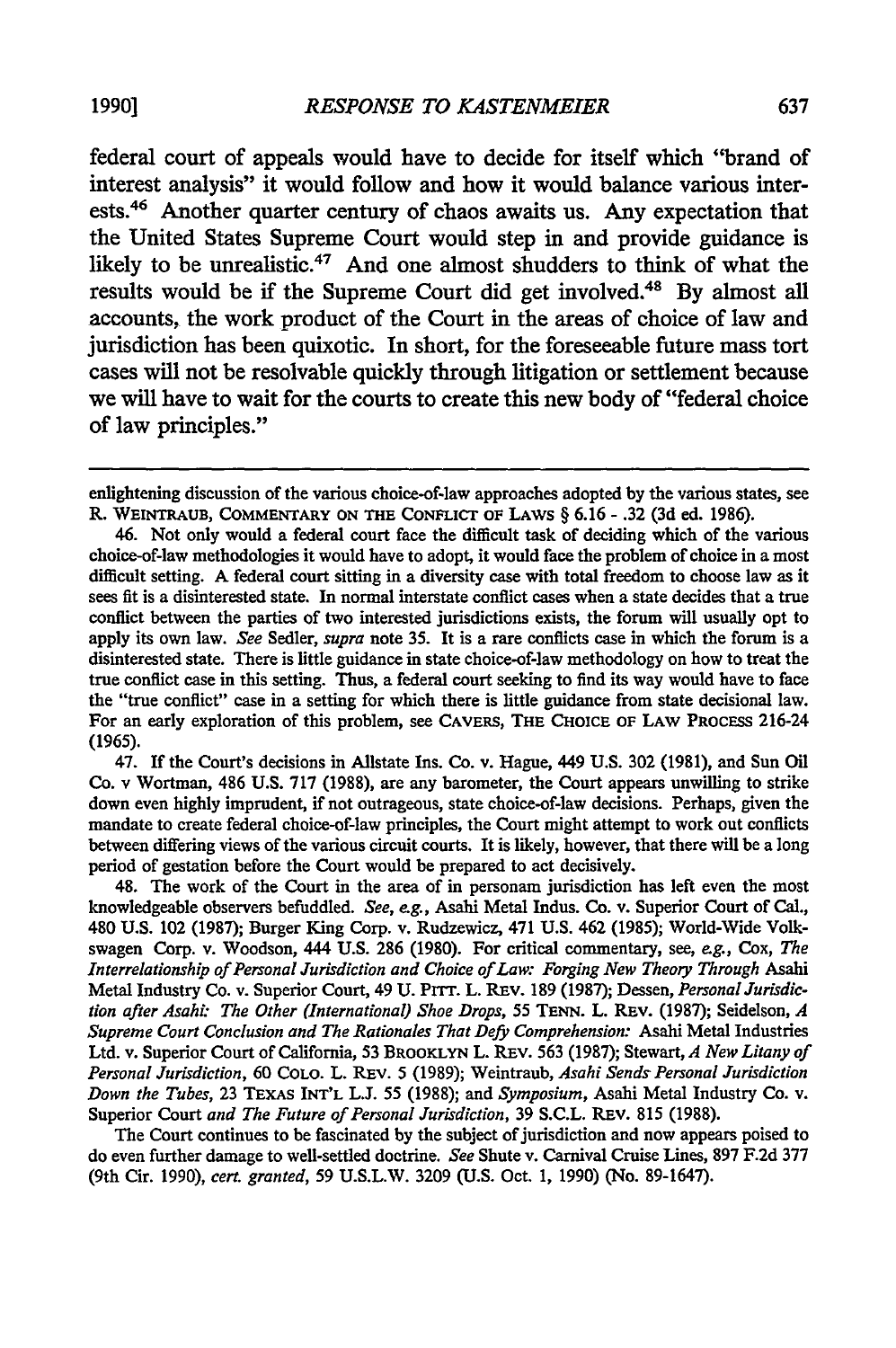federal court of appeals would have to decide for itself which "brand of interest analysis" it would follow and how it would balance various interests.[46] Another quarter century of chaos awaits us. Any expectation that the United States Supreme Court would step in and provide guidance is likely to be unrealistic.[47] And one almost shudders to think of what the results would be if the Supreme Court did get involved.[48] By almost all accounts, the work product of the Court in the areas of choice of law and jurisdiction has been quixotic. In short, for the foreseeable future mass tort cases will not be resolvable quickly through litigation or settlement because we will have to wait for the courts to create this new body of "federal choice of law principles."

---

enlightening discussion of the various choice-of-law approaches adopted by the various states, see R. WEINTRAUB, COMMENTARY ON THE CONFLICT OF LAWS § 6.16 - .32 (3d ed. 1986).

46. Not only would a federal court face the difficult task of deciding which of the various choice-of-law methodologies it would have to adopt, it would face the problem of choice in a most difficult setting. A federal court sitting in a diversity case with total freedom to choose law as it sees fit is a disinterested state. In normal interstate conflict cases when a state decides that a true conflict between the parties of two interested jurisdictions exists, the forum will usually opt to apply its own law. *See* Sedler, *supra* note 35. It is a rare conflicts case in which the forum is a disinterested state. There is little guidance in state choice-of-law methodology on how to treat the true conflict case in this setting. Thus, a federal court seeking to find its way would have to face the "true conflict" case in a setting for which there is little guidance from state decisional law. For an early exploration of this problem, see CAVERS, THE CHOICE OF LAW PROCESS 216-24 (1965).

47. If the Court's decisions in Allstate Ins. Co. v. Hague, 449 U.S. 302 (1981), and Sun Oil Co. v Wortman, 486 U.S. 717 (1988), are any barometer, the Court appears unwilling to strike down even highly imprudent, if not outrageous, state choice-of-law decisions. Perhaps, given the mandate to create federal choice-of-law principles, the Court might attempt to work out conflicts between differing views of the various circuit courts. It is likely, however, that there will be a long period of gestation before the Court would be prepared to act decisively.

48. The work of the Court in the area of in personam jurisdiction has left even the most knowledgeable observers befuddled. *See, e.g.*, Asahi Metal Indus. Co. v. Superior Court of Cal., 480 U.S. 102 (1987); Burger King Corp. v. Rudzewicz, 471 U.S. 462 (1985); World-Wide Volkswagen Corp. v. Woodson, 444 U.S. 286 (1980). For critical commentary, see, *e.g.*, Cox, *The Interrelationship of Personal Jurisdiction and Choice of Law: Forging New Theory Through* Asahi Metal Industry Co. v. Superior Court, 49 U. PITT. L. REV. 189 (1987); Dessen, *Personal Jurisdiction after Asahi: The Other (International) Shoe Drops*, 55 TENN. L. REV. (1987); Seidelson, *A Supreme Court Conclusion and The Rationales That Defy Comprehension:* Asahi Metal Industries Ltd. v. Superior Court of California, 53 BROOKLYN L. REV. 563 (1987); Stewart, *A New Litany of Personal Jurisdiction*, 60 COLO. L. REV. 5 (1989); Weintraub, *Asahi Sends Personal Jurisdiction Down the Tubes*, 23 TEXAS INT'L L.J. 55 (1988); and *Symposium*, Asahi Metal Industry Co. v. Superior Court *and The Future of Personal Jurisdiction*, 39 S.C.L. REV. 815 (1988).

The Court continues to be fascinated by the subject of jurisdiction and now appears poised to do even further damage to well-settled doctrine. *See* Shute v. Carnival Cruise Lines, 897 F.2d 377 (9th Cir. 1990), *cert. granted*, 59 U.S.L.W. 3209 (U.S. Oct. 1, 1990) (No. 89-1647).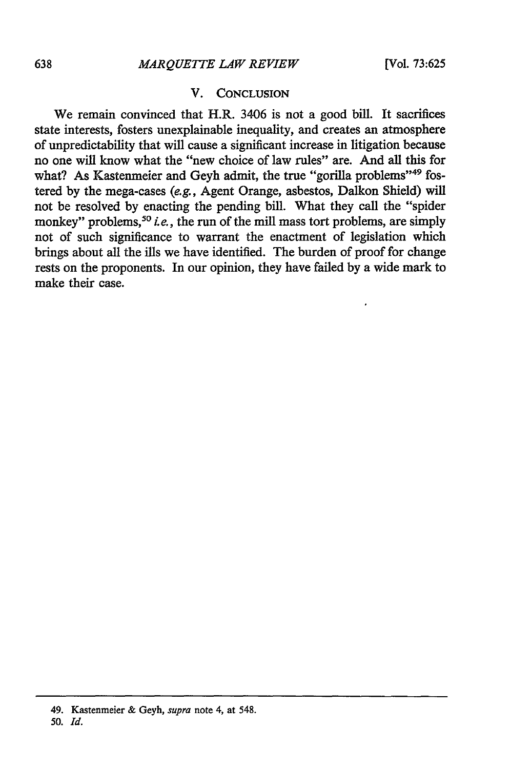## V. CONCLUSION

We remain convinced that H.R. 3406 is not a good bill. It sacrifices state interests, fosters unexplainable inequality, and creates an atmosphere of unpredictability that will cause a significant increase in litigation because no one will know what the "new choice of law rules" are. And all this for what? As Kastenmeier and Geyh admit, the true "gorilla problems"[49] fostered by the mega-cases (*e.g.*, Agent Orange, asbestos, Dalkon Shield) will not be resolved by enacting the pending bill. What they call the "spider monkey" problems,[50] *i.e.*, the run of the mill mass tort problems, are simply not of such significance to warrant the enactment of legislation which brings about all the ills we have identified. The burden of proof for change rests on the proponents. In our opinion, they have failed by a wide mark to make their case.

---

49. Kastenmeier & Geyh, *supra* note 4, at 548.
50. *Id.*